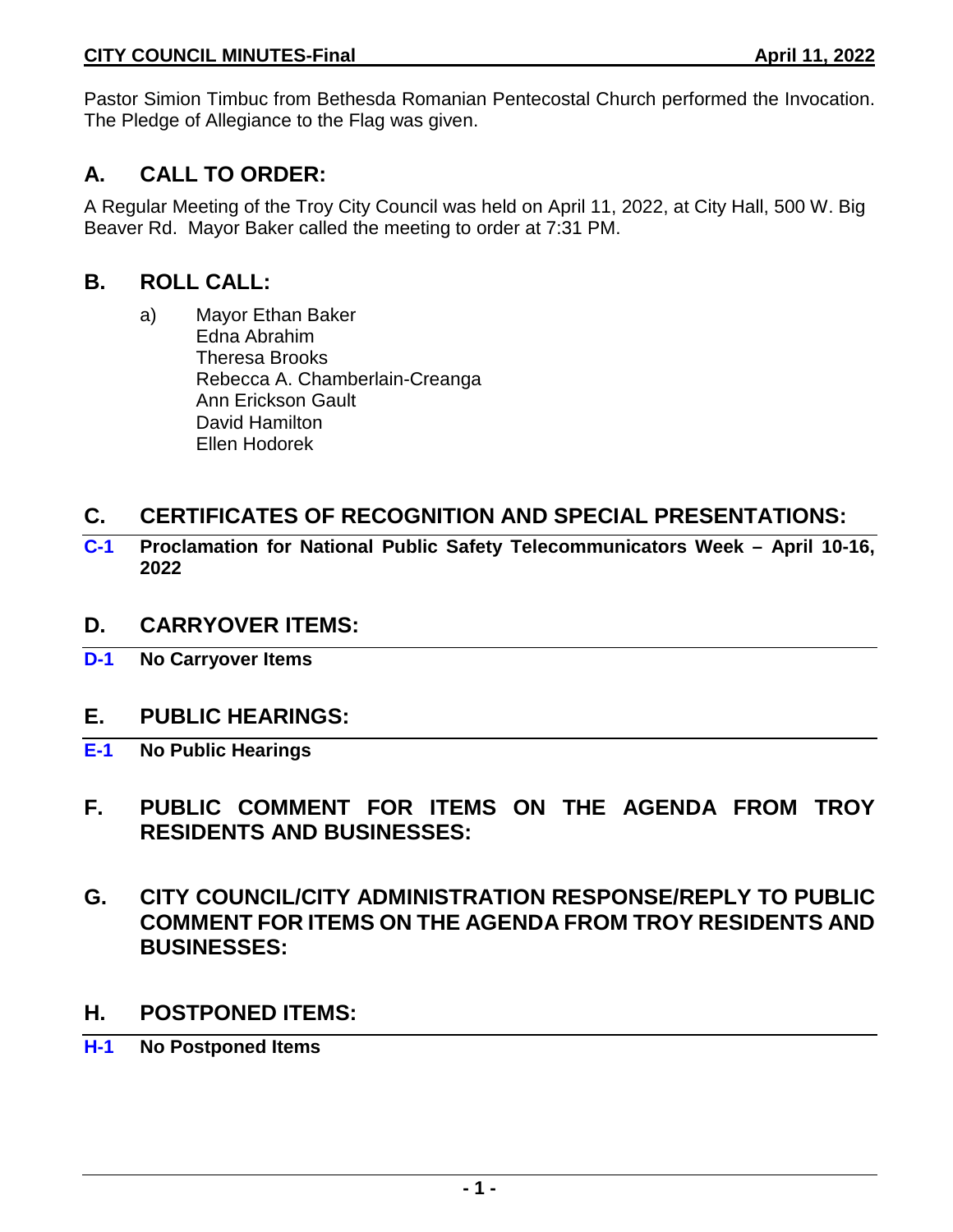Pastor Simion Timbuc from Bethesda Romanian Pentecostal Church performed the Invocation. The Pledge of Allegiance to the Flag was given.

## A. CALL TO ORDER:

A Regular Meeting of the Troy City Council was held on April 11, 2022, at City Hall, 500 W. Big Beaver Rd. Mayor Baker called the meeting to order at 7:31 PM.

## B. ROLL CALL:

a) Mayor Ethan Baker
Edna Abrahim
Theresa Brooks
Rebecca A. Chamberlain-Creanga
Ann Erickson Gault
David Hamilton
Ellen Hodorek

## C. CERTIFICATES OF RECOGNITION AND SPECIAL PRESENTATIONS:

**C-1 Proclamation for National Public Safety Telecommunicators Week – April 10-16, 2022**

## D. CARRYOVER ITEMS:

**D-1 No Carryover Items**

## E. PUBLIC HEARINGS:

**E-1 No Public Hearings**

## F. PUBLIC COMMENT FOR ITEMS ON THE AGENDA FROM TROY RESIDENTS AND BUSINESSES:

## G. CITY COUNCIL/CITY ADMINISTRATION RESPONSE/REPLY TO PUBLIC COMMENT FOR ITEMS ON THE AGENDA FROM TROY RESIDENTS AND BUSINESSES:

## H. POSTPONED ITEMS:

**H-1 No Postponed Items**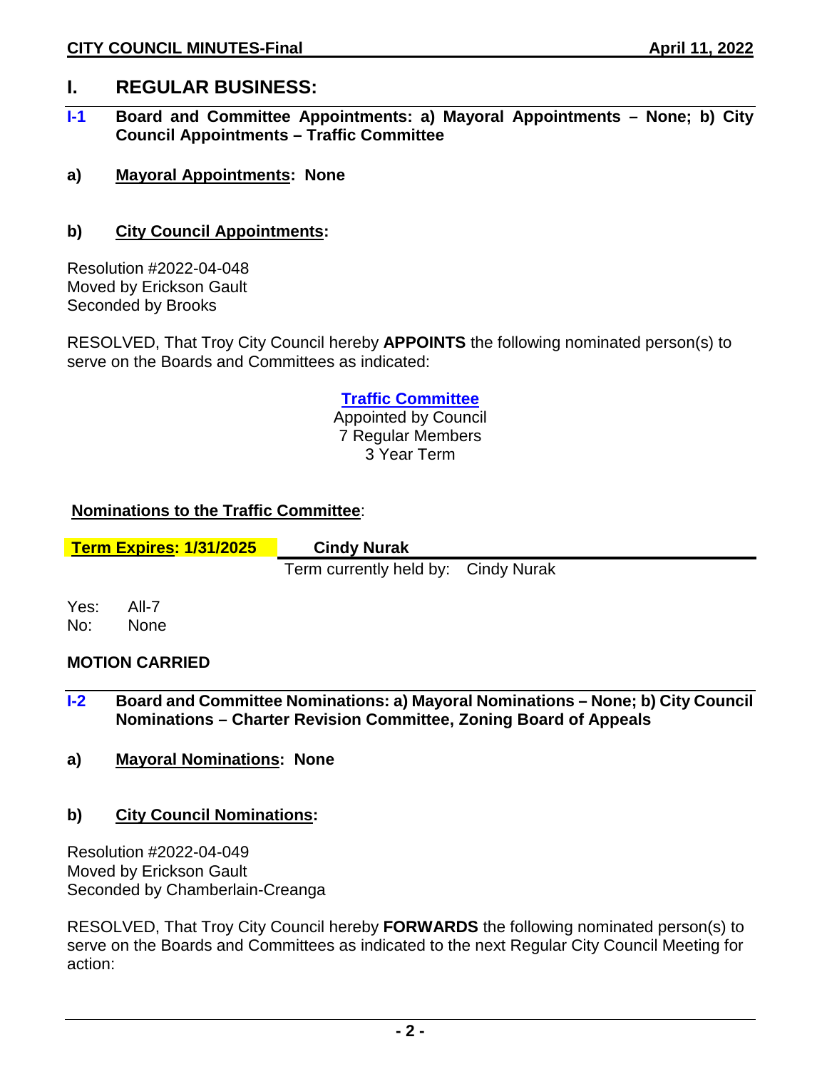# I. REGULAR BUSINESS:

## I-1 Board and Committee Appointments: a) Mayoral Appointments – None; b) City Council Appointments – Traffic Committee

**a) Mayoral Appointments: None**

**b) City Council Appointments:**

Resolution #2022-04-048
Moved by Erickson Gault
Seconded by Brooks

RESOLVED, That Troy City Council hereby **APPOINTS** the following nominated person(s) to serve on the Boards and Committees as indicated:

**Traffic Committee**
Appointed by Council
7 Regular Members
3 Year Term

**Nominations to the Traffic Committee:**

| **Term Expires: 1/31/2025** | **Cindy Nurak** |
|---|---|
| | Term currently held by: Cindy Nurak |

Yes: All-7
No: None

**MOTION CARRIED**

## I-2 Board and Committee Nominations: a) Mayoral Nominations – None; b) City Council Nominations – Charter Revision Committee, Zoning Board of Appeals

**a) Mayoral Nominations: None**

**b) City Council Nominations:**

Resolution #2022-04-049
Moved by Erickson Gault
Seconded by Chamberlain-Creanga

RESOLVED, That Troy City Council hereby **FORWARDS** the following nominated person(s) to serve on the Boards and Committees as indicated to the next Regular City Council Meeting for action: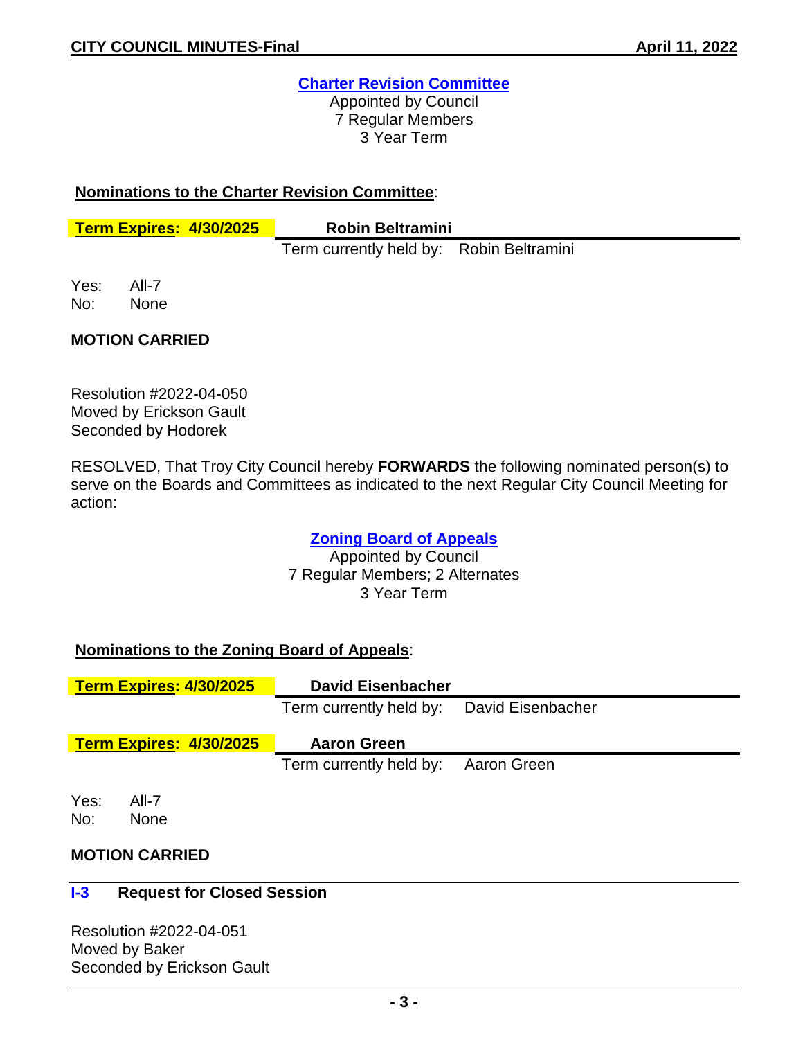**Charter Revision Committee**
Appointed by Council
7 Regular Members
3 Year Term

**Nominations to the Charter Revision Committee**:

| **Term Expires: 4/30/2025** | **Robin Beltramini** |
|---|---|
| | Term currently held by: Robin Beltramini |

Yes: All-7
No: None

**MOTION CARRIED**

Resolution #2022-04-050
Moved by Erickson Gault
Seconded by Hodorek

RESOLVED, That Troy City Council hereby **FORWARDS** the following nominated person(s) to serve on the Boards and Committees as indicated to the next Regular City Council Meeting for action:

**Zoning Board of Appeals**
Appointed by Council
7 Regular Members; 2 Alternates
3 Year Term

**Nominations to the Zoning Board of Appeals**:

| **Term Expires: 4/30/2025** | **David Eisenbacher** |
|---|---|
| | Term currently held by: David Eisenbacher |
| **Term Expires: 4/30/2025** | **Aaron Green** |
| | Term currently held by: Aaron Green |

Yes: All-7
No: None

**MOTION CARRIED**

## I-3 Request for Closed Session

Resolution #2022-04-051
Moved by Baker
Seconded by Erickson Gault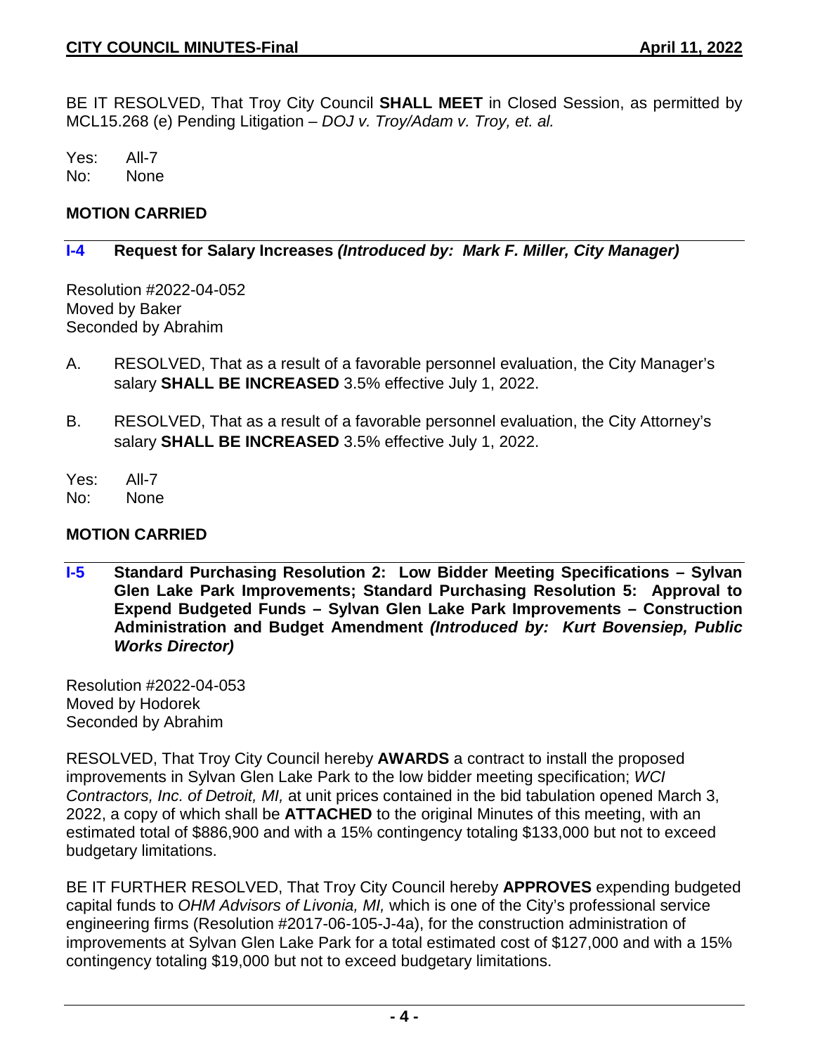BE IT RESOLVED, That Troy City Council **SHALL MEET** in Closed Session, as permitted by MCL15.268 (e) Pending Litigation – *DOJ v. Troy/Adam v. Troy, et. al.*

Yes: All-7
No: None

**MOTION CARRIED**

### I-4 Request for Salary Increases *(Introduced by: Mark F. Miller, City Manager)*

Resolution #2022-04-052
Moved by Baker
Seconded by Abrahim

A. RESOLVED, That as a result of a favorable personnel evaluation, the City Manager's salary **SHALL BE INCREASED** 3.5% effective July 1, 2022.

B. RESOLVED, That as a result of a favorable personnel evaluation, the City Attorney's salary **SHALL BE INCREASED** 3.5% effective July 1, 2022.

Yes: All-7
No: None

**MOTION CARRIED**

### I-5 Standard Purchasing Resolution 2: Low Bidder Meeting Specifications – Sylvan Glen Lake Park Improvements; Standard Purchasing Resolution 5: Approval to Expend Budgeted Funds – Sylvan Glen Lake Park Improvements – Construction Administration and Budget Amendment *(Introduced by: Kurt Bovensiep, Public Works Director)*

Resolution #2022-04-053
Moved by Hodorek
Seconded by Abrahim

RESOLVED, That Troy City Council hereby **AWARDS** a contract to install the proposed improvements in Sylvan Glen Lake Park to the low bidder meeting specification; *WCI Contractors, Inc. of Detroit, MI,* at unit prices contained in the bid tabulation opened March 3, 2022, a copy of which shall be **ATTACHED** to the original Minutes of this meeting, with an estimated total of $886,900 and with a 15% contingency totaling $133,000 but not to exceed budgetary limitations.

BE IT FURTHER RESOLVED, That Troy City Council hereby **APPROVES** expending budgeted capital funds to *OHM Advisors of Livonia, MI,* which is one of the City's professional service engineering firms (Resolution #2017-06-105-J-4a), for the construction administration of improvements at Sylvan Glen Lake Park for a total estimated cost of $127,000 and with a 15% contingency totaling $19,000 but not to exceed budgetary limitations.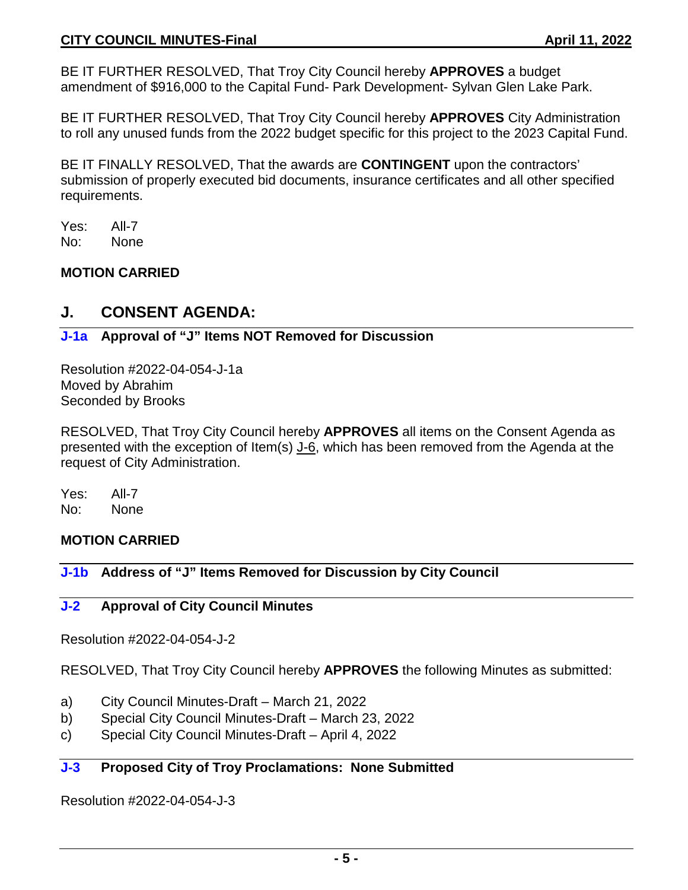BE IT FURTHER RESOLVED, That Troy City Council hereby **APPROVES** a budget amendment of $916,000 to the Capital Fund- Park Development- Sylvan Glen Lake Park.

BE IT FURTHER RESOLVED, That Troy City Council hereby **APPROVES** City Administration to roll any unused funds from the 2022 budget specific for this project to the 2023 Capital Fund.

BE IT FINALLY RESOLVED, That the awards are **CONTINGENT** upon the contractors' submission of properly executed bid documents, insurance certificates and all other specified requirements.

Yes: All-7
No: None

**MOTION CARRIED**

## J. CONSENT AGENDA:

### J-1a Approval of "J" Items NOT Removed for Discussion

Resolution #2022-04-054-J-1a
Moved by Abrahim
Seconded by Brooks

RESOLVED, That Troy City Council hereby **APPROVES** all items on the Consent Agenda as presented with the exception of Item(s) J-6, which has been removed from the Agenda at the request of City Administration.

Yes: All-7
No: None

**MOTION CARRIED**

### J-1b Address of "J" Items Removed for Discussion by City Council

### J-2 Approval of City Council Minutes

Resolution #2022-04-054-J-2

RESOLVED, That Troy City Council hereby **APPROVES** the following Minutes as submitted:

a) City Council Minutes-Draft – March 21, 2022
b) Special City Council Minutes-Draft – March 23, 2022
c) Special City Council Minutes-Draft – April 4, 2022

### J-3 Proposed City of Troy Proclamations: None Submitted

Resolution #2022-04-054-J-3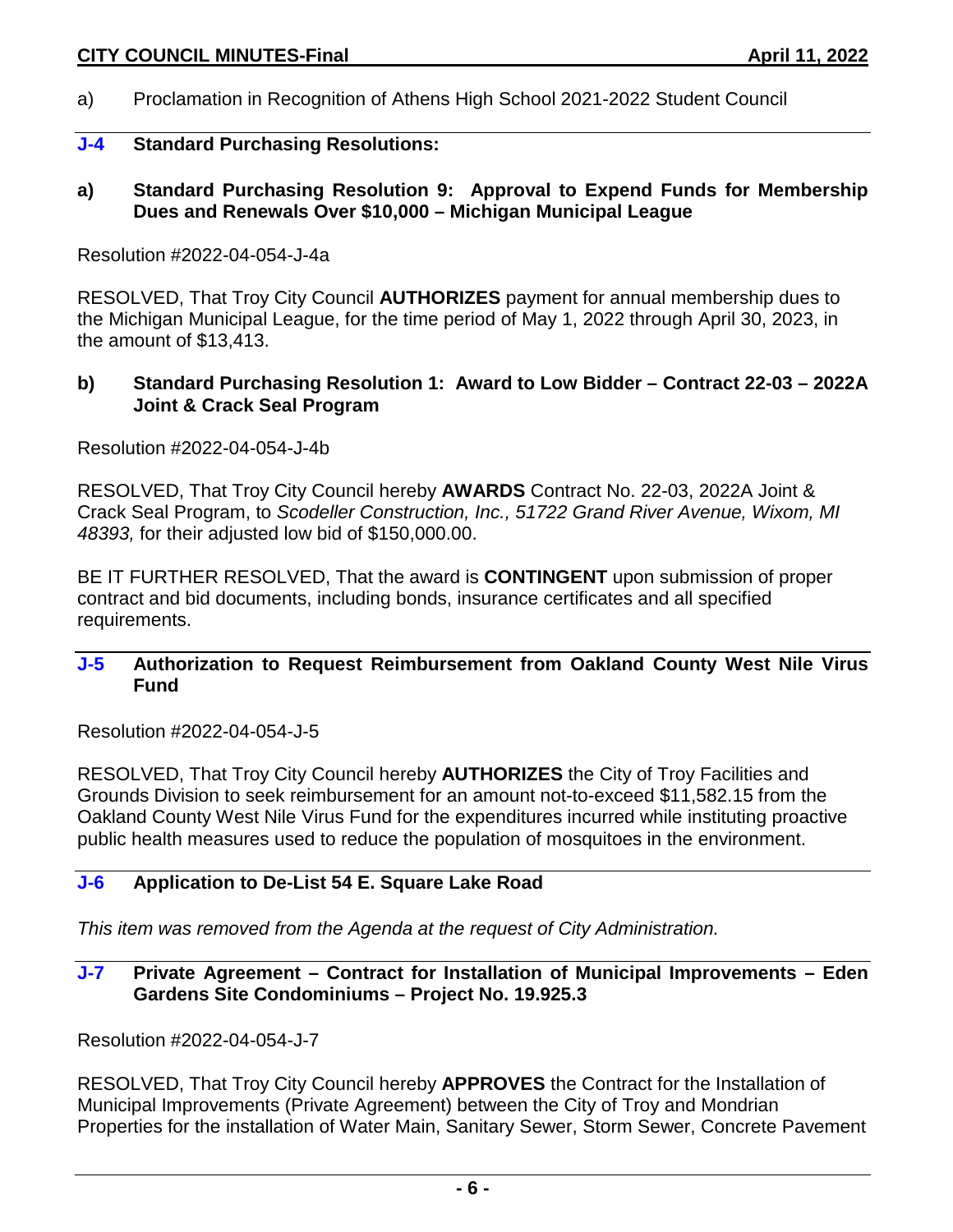a) Proclamation in Recognition of Athens High School 2021-2022 Student Council

### J-4 Standard Purchasing Resolutions:

#### a) Standard Purchasing Resolution 9: Approval to Expend Funds for Membership Dues and Renewals Over $10,000 – Michigan Municipal League

Resolution #2022-04-054-J-4a

RESOLVED, That Troy City Council **AUTHORIZES** payment for annual membership dues to the Michigan Municipal League, for the time period of May 1, 2022 through April 30, 2023, in the amount of $13,413.

#### b) Standard Purchasing Resolution 1: Award to Low Bidder – Contract 22-03 – 2022A Joint & Crack Seal Program

Resolution #2022-04-054-J-4b

RESOLVED, That Troy City Council hereby **AWARDS** Contract No. 22-03, 2022A Joint & Crack Seal Program, to *Scodeller Construction, Inc., 51722 Grand River Avenue, Wixom, MI 48393,* for their adjusted low bid of $150,000.00.

BE IT FURTHER RESOLVED, That the award is **CONTINGENT** upon submission of proper contract and bid documents, including bonds, insurance certificates and all specified requirements.

### J-5 Authorization to Request Reimbursement from Oakland County West Nile Virus Fund

Resolution #2022-04-054-J-5

RESOLVED, That Troy City Council hereby **AUTHORIZES** the City of Troy Facilities and Grounds Division to seek reimbursement for an amount not-to-exceed $11,582.15 from the Oakland County West Nile Virus Fund for the expenditures incurred while instituting proactive public health measures used to reduce the population of mosquitoes in the environment.

### J-6 Application to De-List 54 E. Square Lake Road

*This item was removed from the Agenda at the request of City Administration.*

### J-7 Private Agreement – Contract for Installation of Municipal Improvements – Eden Gardens Site Condominiums – Project No. 19.925.3

Resolution #2022-04-054-J-7

RESOLVED, That Troy City Council hereby **APPROVES** the Contract for the Installation of Municipal Improvements (Private Agreement) between the City of Troy and Mondrian Properties for the installation of Water Main, Sanitary Sewer, Storm Sewer, Concrete Pavement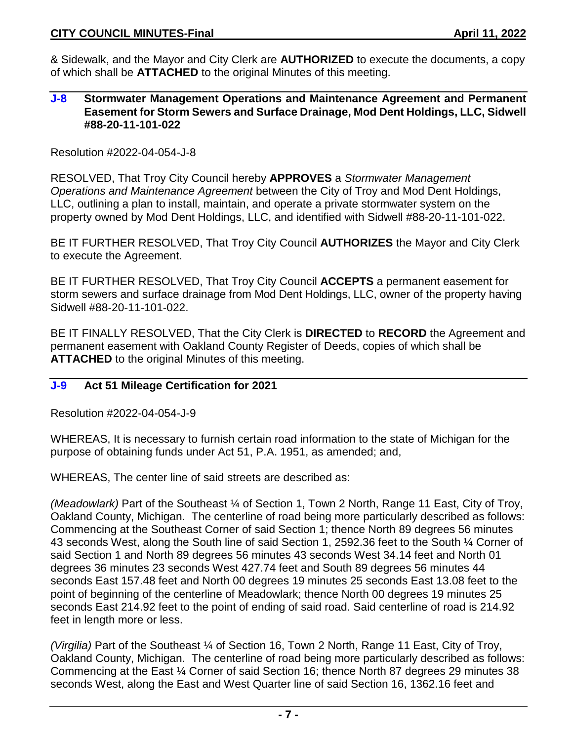& Sidewalk, and the Mayor and City Clerk are **AUTHORIZED** to execute the documents, a copy of which shall be **ATTACHED** to the original Minutes of this meeting.

### J-8 Stormwater Management Operations and Maintenance Agreement and Permanent Easement for Storm Sewers and Surface Drainage, Mod Dent Holdings, LLC, Sidwell #88-20-11-101-022

Resolution #2022-04-054-J-8

RESOLVED, That Troy City Council hereby **APPROVES** a *Stormwater Management Operations and Maintenance Agreement* between the City of Troy and Mod Dent Holdings, LLC, outlining a plan to install, maintain, and operate a private stormwater system on the property owned by Mod Dent Holdings, LLC, and identified with Sidwell #88-20-11-101-022.

BE IT FURTHER RESOLVED, That Troy City Council **AUTHORIZES** the Mayor and City Clerk to execute the Agreement.

BE IT FURTHER RESOLVED, That Troy City Council **ACCEPTS** a permanent easement for storm sewers and surface drainage from Mod Dent Holdings, LLC, owner of the property having Sidwell #88-20-11-101-022.

BE IT FINALLY RESOLVED, That the City Clerk is **DIRECTED** to **RECORD** the Agreement and permanent easement with Oakland County Register of Deeds, copies of which shall be **ATTACHED** to the original Minutes of this meeting.

### J-9 Act 51 Mileage Certification for 2021

Resolution #2022-04-054-J-9

WHEREAS, It is necessary to furnish certain road information to the state of Michigan for the purpose of obtaining funds under Act 51, P.A. 1951, as amended; and,

WHEREAS, The center line of said streets are described as:

*(Meadowlark)* Part of the Southeast ¼ of Section 1, Town 2 North, Range 11 East, City of Troy, Oakland County, Michigan. The centerline of road being more particularly described as follows: Commencing at the Southeast Corner of said Section 1; thence North 89 degrees 56 minutes 43 seconds West, along the South line of said Section 1, 2592.36 feet to the South ¼ Corner of said Section 1 and North 89 degrees 56 minutes 43 seconds West 34.14 feet and North 01 degrees 36 minutes 23 seconds West 427.74 feet and South 89 degrees 56 minutes 44 seconds East 157.48 feet and North 00 degrees 19 minutes 25 seconds East 13.08 feet to the point of beginning of the centerline of Meadowlark; thence North 00 degrees 19 minutes 25 seconds East 214.92 feet to the point of ending of said road. Said centerline of road is 214.92 feet in length more or less.

*(Virgilia)* Part of the Southeast ¼ of Section 16, Town 2 North, Range 11 East, City of Troy, Oakland County, Michigan. The centerline of road being more particularly described as follows: Commencing at the East ¼ Corner of said Section 16; thence North 87 degrees 29 minutes 38 seconds West, along the East and West Quarter line of said Section 16, 1362.16 feet and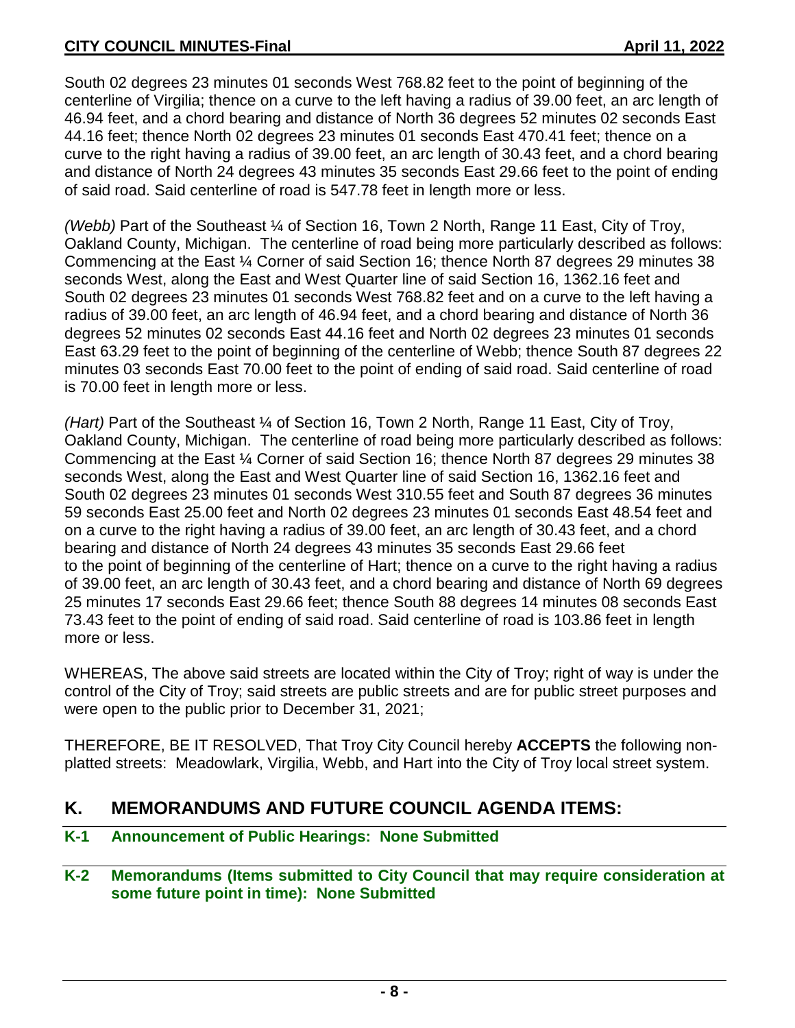South 02 degrees 23 minutes 01 seconds West 768.82 feet to the point of beginning of the centerline of Virgilia; thence on a curve to the left having a radius of 39.00 feet, an arc length of 46.94 feet, and a chord bearing and distance of North 36 degrees 52 minutes 02 seconds East 44.16 feet; thence North 02 degrees 23 minutes 01 seconds East 470.41 feet; thence on a curve to the right having a radius of 39.00 feet, an arc length of 30.43 feet, and a chord bearing and distance of North 24 degrees 43 minutes 35 seconds East 29.66 feet to the point of ending of said road. Said centerline of road is 547.78 feet in length more or less.

*(Webb)* Part of the Southeast ¼ of Section 16, Town 2 North, Range 11 East, City of Troy, Oakland County, Michigan. The centerline of road being more particularly described as follows: Commencing at the East ¼ Corner of said Section 16; thence North 87 degrees 29 minutes 38 seconds West, along the East and West Quarter line of said Section 16, 1362.16 feet and South 02 degrees 23 minutes 01 seconds West 768.82 feet and on a curve to the left having a radius of 39.00 feet, an arc length of 46.94 feet, and a chord bearing and distance of North 36 degrees 52 minutes 02 seconds East 44.16 feet and North 02 degrees 23 minutes 01 seconds East 63.29 feet to the point of beginning of the centerline of Webb; thence South 87 degrees 22 minutes 03 seconds East 70.00 feet to the point of ending of said road. Said centerline of road is 70.00 feet in length more or less.

*(Hart)* Part of the Southeast ¼ of Section 16, Town 2 North, Range 11 East, City of Troy, Oakland County, Michigan. The centerline of road being more particularly described as follows: Commencing at the East ¼ Corner of said Section 16; thence North 87 degrees 29 minutes 38 seconds West, along the East and West Quarter line of said Section 16, 1362.16 feet and South 02 degrees 23 minutes 01 seconds West 310.55 feet and South 87 degrees 36 minutes 59 seconds East 25.00 feet and North 02 degrees 23 minutes 01 seconds East 48.54 feet and on a curve to the right having a radius of 39.00 feet, an arc length of 30.43 feet, and a chord bearing and distance of North 24 degrees 43 minutes 35 seconds East 29.66 feet to the point of beginning of the centerline of Hart; thence on a curve to the right having a radius of 39.00 feet, an arc length of 30.43 feet, and a chord bearing and distance of North 69 degrees 25 minutes 17 seconds East 29.66 feet; thence South 88 degrees 14 minutes 08 seconds East 73.43 feet to the point of ending of said road. Said centerline of road is 103.86 feet in length more or less.

WHEREAS, The above said streets are located within the City of Troy; right of way is under the control of the City of Troy; said streets are public streets and are for public street purposes and were open to the public prior to December 31, 2021;

THEREFORE, BE IT RESOLVED, That Troy City Council hereby **ACCEPTS** the following non-platted streets: Meadowlark, Virgilia, Webb, and Hart into the City of Troy local street system.

## K. MEMORANDUMS AND FUTURE COUNCIL AGENDA ITEMS:

### K-1 Announcement of Public Hearings: None Submitted

### K-2 Memorandums (Items submitted to City Council that may require consideration at some future point in time): None Submitted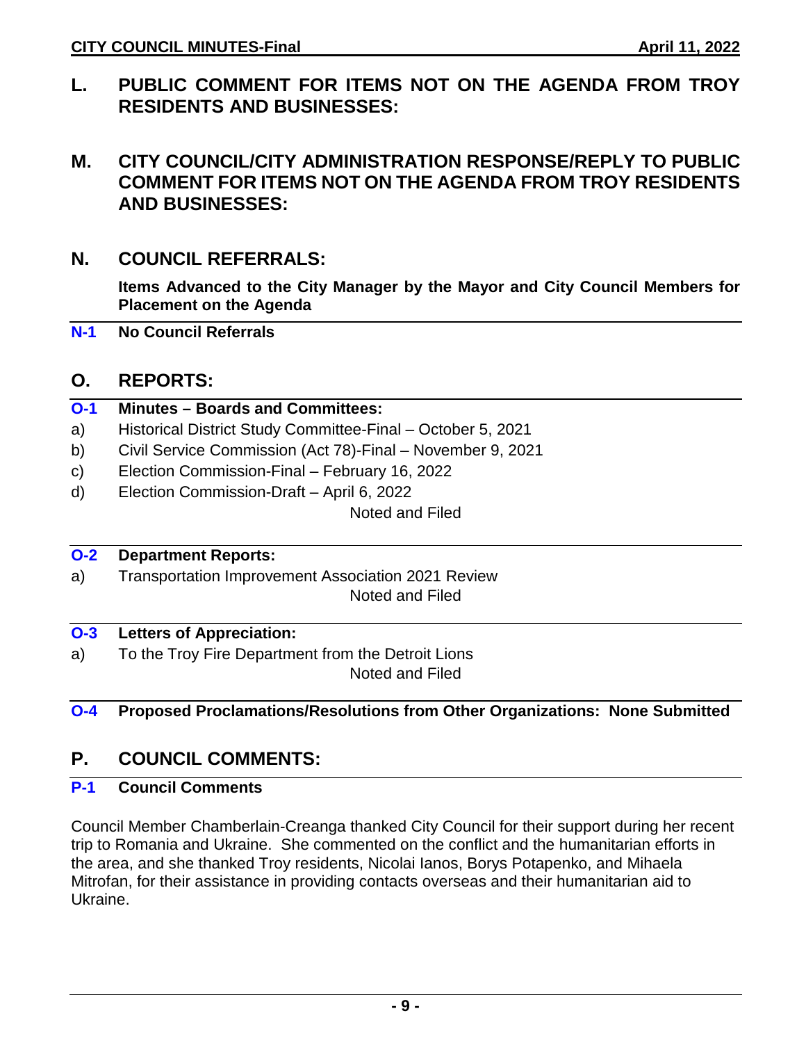## L. PUBLIC COMMENT FOR ITEMS NOT ON THE AGENDA FROM TROY RESIDENTS AND BUSINESSES:

## M. CITY COUNCIL/CITY ADMINISTRATION RESPONSE/REPLY TO PUBLIC COMMENT FOR ITEMS NOT ON THE AGENDA FROM TROY RESIDENTS AND BUSINESSES:

## N. COUNCIL REFERRALS:

**Items Advanced to the City Manager by the Mayor and City Council Members for Placement on the Agenda**

**N-1 No Council Referrals**

## O. REPORTS:

**O-1 Minutes – Boards and Committees:**

a) Historical District Study Committee-Final – October 5, 2021
b) Civil Service Commission (Act 78)-Final – November 9, 2021
c) Election Commission-Final – February 16, 2022
d) Election Commission-Draft – April 6, 2022

Noted and Filed

**O-2 Department Reports:**

a) Transportation Improvement Association 2021 Review

Noted and Filed

**O-3 Letters of Appreciation:**

a) To the Troy Fire Department from the Detroit Lions

Noted and Filed

**O-4 Proposed Proclamations/Resolutions from Other Organizations: None Submitted**

## P. COUNCIL COMMENTS:

**P-1 Council Comments**

Council Member Chamberlain-Creanga thanked City Council for their support during her recent trip to Romania and Ukraine. She commented on the conflict and the humanitarian efforts in the area, and she thanked Troy residents, Nicolai Ianos, Borys Potapenko, and Mihaela Mitrofan, for their assistance in providing contacts overseas and their humanitarian aid to Ukraine.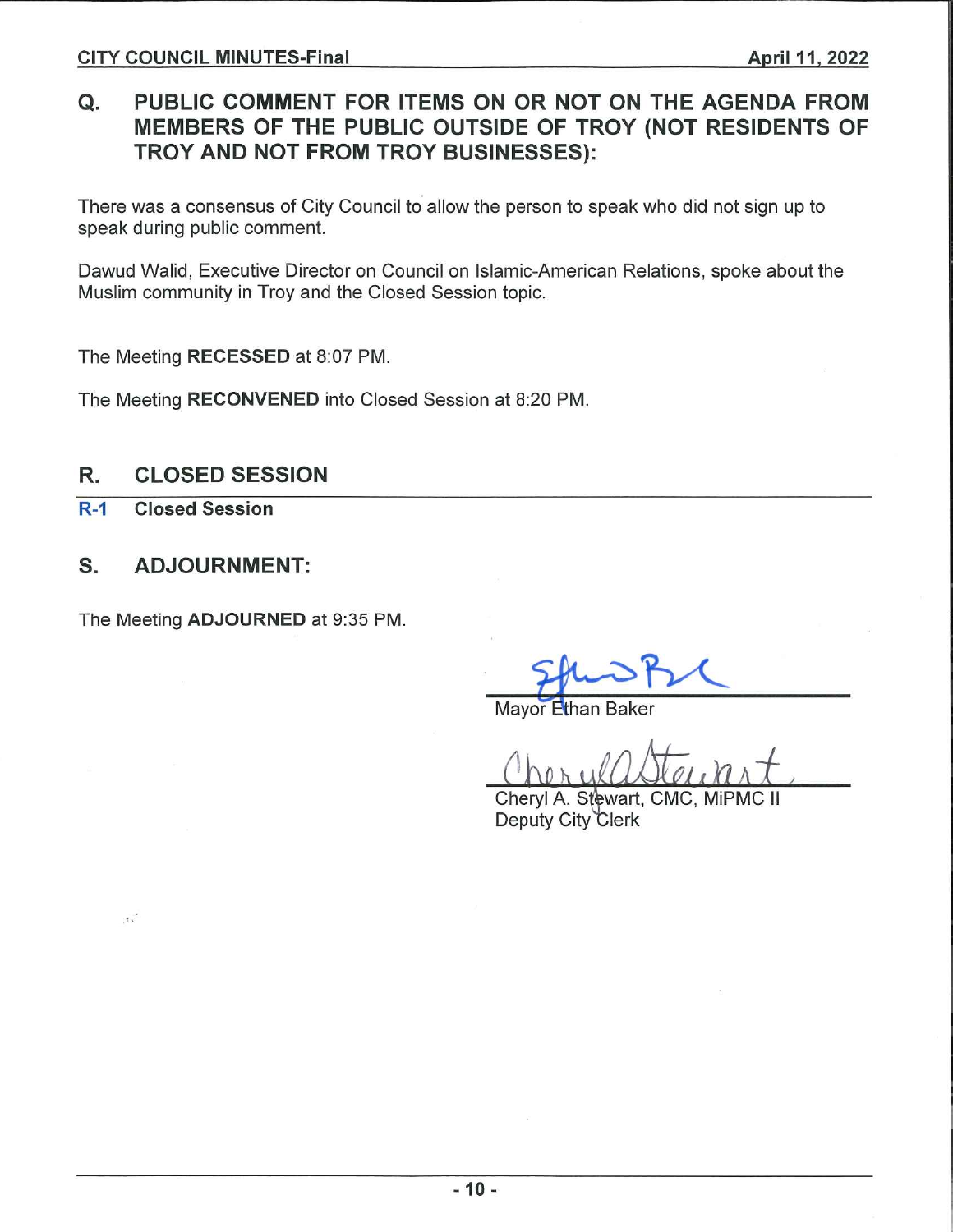## Q. PUBLIC COMMENT FOR ITEMS ON OR NOT ON THE AGENDA FROM MEMBERS OF THE PUBLIC OUTSIDE OF TROY (NOT RESIDENTS OF TROY AND NOT FROM TROY BUSINESSES):

There was a consensus of City Council to allow the person to speak who did not sign up to speak during public comment.

Dawud Walid, Executive Director on Council on Islamic-American Relations, spoke about the Muslim community in Troy and the Closed Session topic.

The Meeting **RECESSED** at 8:07 PM.

The Meeting **RECONVENED** into Closed Session at 8:20 PM.

## R. CLOSED SESSION

**R-1 Closed Session**

## S. ADJOURNMENT:

The Meeting **ADJOURNED** at 9:35 PM.

Mayor Ethan Baker

Cheryl A. Stewart, CMC, MiPMC II
Deputy City Clerk